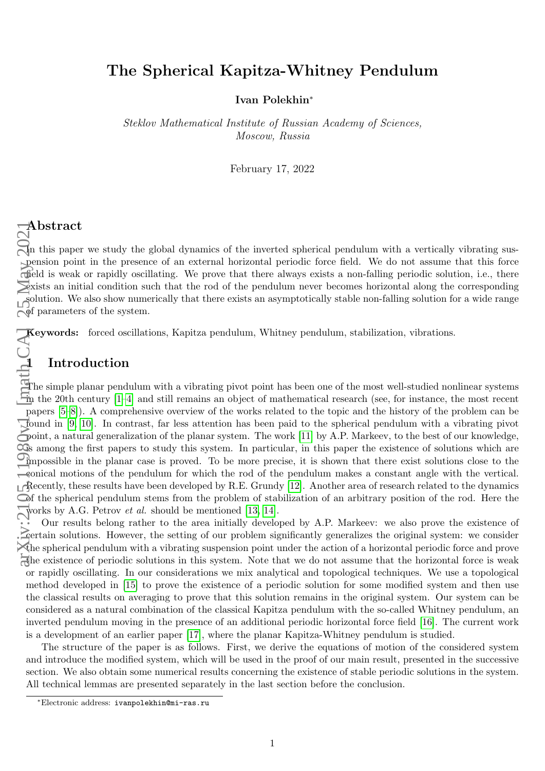# The Spherical Kapitza-Whitney Pendulum

**Ivan Polekhin***

*Steklov Mathematical Institute of Russian Academy of Sciences, Moscow, Russia*

February 17, 2022

## Abstract

In this paper we study the global dynamics of the inverted spherical pendulum with a vertically vibrating suspension point in the presence of an external horizontal periodic force field. We do not assume that this force field is weak or rapidly oscillating. We prove that there always exists a non-falling periodic solution, i.e., there exists an initial condition such that the rod of the pendulum never becomes horizontal along the corresponding solution. We also show numerically that there exists an asymptotically stable non-falling solution for a wide range of parameters of the system.

**Keywords:** forced oscillations, Kapitza pendulum, Whitney pendulum, stabilization, vibrations.

## 1 Introduction

The simple planar pendulum with a vibrating pivot point has been one of the most well-studied nonlinear systems in the 20th century [1–4] and still remains an object of mathematical research (see, for instance, the most recent papers [5–8]). A comprehensive overview of the works related to the topic and the history of the problem can be found in [9, 10]. In contrast, far less attention has been paid to the spherical pendulum with a vibrating pivot point, a natural generalization of the planar system. The work [11] by A.P. Markeev, to the best of our knowledge, is among the first papers to study this system. In particular, in this paper the existence of solutions which are impossible in the planar case is proved. To be more precise, it is shown that there exist solutions close to the conical motions of the pendulum for which the rod of the pendulum makes a constant angle with the vertical. Recently, these results have been developed by R.E. Grundy [12]. Another area of research related to the dynamics of the spherical pendulum stems from the problem of stabilization of an arbitrary position of the rod. Here the works by A.G. Petrov *et al.* should be mentioned [13, 14].

Our results belong rather to the area initially developed by A.P. Markeev: we also prove the existence of certain solutions. However, the setting of our problem significantly generalizes the original system: we consider the spherical pendulum with a vibrating suspension point under the action of a horizontal periodic force and prove the existence of periodic solutions in this system. Note that we do not assume that the horizontal force is weak or rapidly oscillating. In our considerations we mix analytical and topological techniques. We use a topological method developed in [15] to prove the existence of a periodic solution for some modified system and then use the classical results on averaging to prove that this solution remains in the original system. Our system can be considered as a natural combination of the classical Kapitza pendulum with the so-called Whitney pendulum, an inverted pendulum moving in the presence of an additional periodic horizontal force field [16]. The current work is a development of an earlier paper [17], where the planar Kapitza-Whitney pendulum is studied.

The structure of the paper is as follows. First, we derive the equations of motion of the considered system and introduce the modified system, which will be used in the proof of our main result, presented in the successive section. We also obtain some numerical results concerning the existence of stable periodic solutions in the system. All technical lemmas are presented separately in the last section before the conclusion.

*Electronic address: ivanpolekhin@mi-ras.ru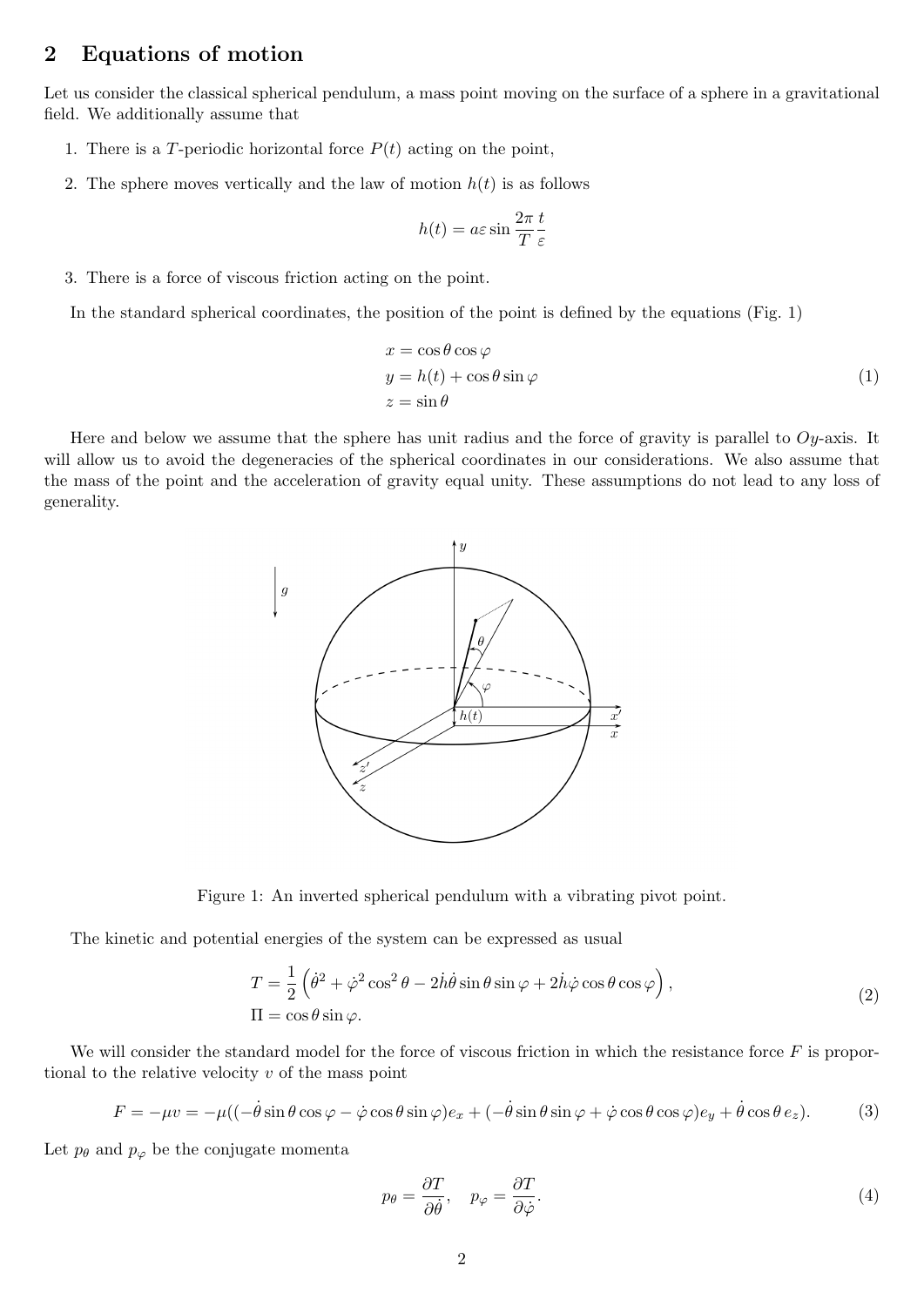## 2 Equations of motion

Let us consider the classical spherical pendulum, a mass point moving on the surface of a sphere in a gravitational field. We additionally assume that

1. There is a $T$-periodic horizontal force $P(t)$ acting on the point,
2. The sphere moves vertically and the law of motion $h(t)$ is as follows

$$h(t) = a\varepsilon \sin \frac{2\pi}{T} \frac{t}{\varepsilon}$$

3. There is a force of viscous friction acting on the point.

In the standard spherical coordinates, the position of the point is defined by the equations (Fig. 1)

$$\begin{aligned} x &= \cos\theta\cos\varphi \\ y &= h(t) + \cos\theta\sin\varphi \\ z &= \sin\theta \end{aligned} \tag{1}$$

Here and below we assume that the sphere has unit radius and the force of gravity is parallel to $Oy$-axis. It will allow us to avoid the degeneracies of the spherical coordinates in our considerations. We also assume that the mass of the point and the acceleration of gravity equal unity. These assumptions do not lead to any loss of generality.

Figure 1: An inverted spherical pendulum with a vibrating pivot point.

The kinetic and potential energies of the system can be expressed as usual

$$\begin{aligned} T &= \frac{1}{2}\left(\dot{\theta}^2 + \dot{\varphi}^2\cos^2\theta - 2\dot{h}\dot{\theta}\sin\theta\sin\varphi + 2\dot{h}\dot{\varphi}\cos\theta\cos\varphi\right), \\ \Pi &= \cos\theta\sin\varphi. \end{aligned} \tag{2}$$

We will consider the standard model for the force of viscous friction in which the resistance force $F$ is proportional to the relative velocity $v$ of the mass point

$$F = -\mu v = -\mu((-\dot{\theta}\sin\theta\cos\varphi - \dot{\varphi}\cos\theta\sin\varphi)e_x + (-\dot{\theta}\sin\theta\sin\varphi + \dot{\varphi}\cos\theta\cos\varphi)e_y + \dot{\theta}\cos\theta\, e_z). \tag{3}$$

Let $p_\theta$ and $p_\varphi$ be the conjugate momenta

$$p_\theta = \frac{\partial T}{\partial \dot{\theta}}, \quad p_\varphi = \frac{\partial T}{\partial \dot{\varphi}}. \tag{4}$$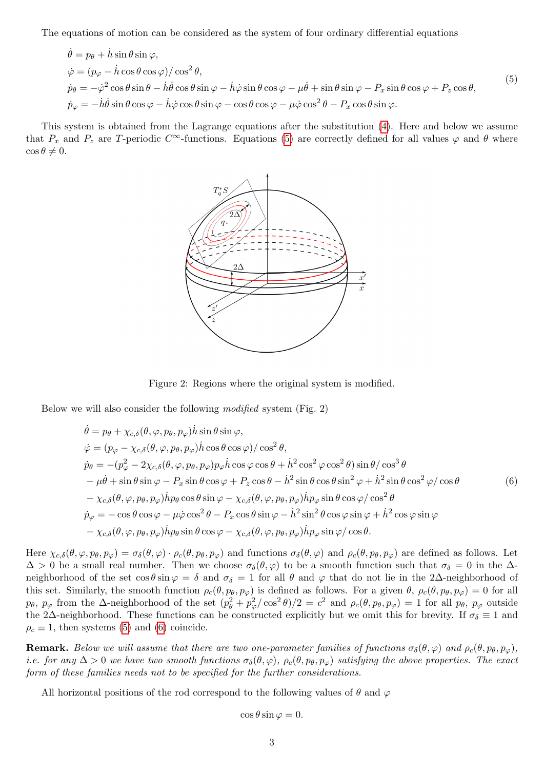The equations of motion can be considered as the system of four ordinary differential equations

$$
\begin{aligned}
&\dot\theta = p_\theta + \dot h \sin\theta \sin\varphi,\\
&\dot\varphi = (p_\varphi - \dot h \cos\theta\cos\varphi)/\cos^2\theta,\\
&\dot p_\theta = -\dot\varphi^2\cos\theta\sin\theta - \dot h\dot\theta\cos\theta\sin\varphi - \dot h\dot\varphi\sin\theta\cos\varphi - \mu\dot\theta + \sin\theta\sin\varphi - P_x\sin\theta\cos\varphi + P_z\cos\theta,\\
&\dot p_\varphi = -\dot h\dot\theta\sin\theta\cos\varphi - \dot h\dot\varphi\cos\theta\sin\varphi - \cos\theta\cos\varphi - \mu\dot\varphi\cos^2\theta - P_x\cos\theta\sin\varphi.
\end{aligned}
\tag{5}
$$

This system is obtained from the Lagrange equations after the substitution (4). Here and below we assume that $P_x$ and $P_z$ are $T$-periodic $C^\infty$-functions. Equations (5) are correctly defined for all values $\varphi$ and $\theta$ where $\cos\theta \neq 0$.

Figure 2: Regions where the original system is modified.

Below we will also consider the following *modified* system (Fig. 2)

$$
\begin{aligned}
&\dot\theta = p_\theta + \chi_{c,\delta}(\theta,\varphi,p_\theta,p_\varphi)\dot h\sin\theta\sin\varphi,\\
&\dot\varphi = (p_\varphi - \chi_{c,\delta}(\theta,\varphi,p_\theta,p_\varphi)\dot h\cos\theta\cos\varphi)/\cos^2\theta,\\
&\dot p_\theta = -(p_\varphi^2 - 2\chi_{c,\delta}(\theta,\varphi,p_\theta,p_\varphi)p_\varphi\dot h\cos\varphi\cos\theta + \dot h^2\cos^2\varphi\cos^2\theta)\sin\theta/\cos^3\theta\\
&\quad - \mu\dot\theta + \sin\theta\sin\varphi - P_x\sin\theta\cos\varphi + P_z\cos\theta - \dot h^2\sin\theta\cos\theta\sin^2\varphi + \dot h^2\sin\theta\cos^2\varphi/\cos\theta\\
&\quad - \chi_{c,\delta}(\theta,\varphi,p_\theta,p_\varphi)\dot h p_\theta\cos\theta\sin\varphi - \chi_{c,\delta}(\theta,\varphi,p_\theta,p_\varphi)\dot h p_\varphi\sin\theta\cos\varphi/\cos^2\theta\\
&\dot p_\varphi = -\cos\theta\cos\varphi - \mu\dot\varphi\cos^2\theta - P_x\cos\theta\sin\varphi - \dot h^2\sin^2\theta\cos\varphi\sin\varphi + \dot h^2\cos\varphi\sin\varphi\\
&\quad - \chi_{c,\delta}(\theta,\varphi,p_\theta,p_\varphi)\dot h p_\theta\sin\theta\cos\varphi - \chi_{c,\delta}(\theta,\varphi,p_\theta,p_\varphi)\dot h p_\varphi\sin\varphi/\cos\theta.
\end{aligned}
\tag{6}
$$

Here $\chi_{c,\delta}(\theta,\varphi,p_\theta,p_\varphi) = \sigma_\delta(\theta,\varphi)\cdot\rho_c(\theta,p_\theta,p_\varphi)$ and functions $\sigma_\delta(\theta,\varphi)$ and $\rho_c(\theta,p_\theta,p_\varphi)$ are defined as follows. Let $\Delta > 0$ be a small real number. Then we choose $\sigma_\delta(\theta,\varphi)$ to be a smooth function such that $\sigma_\delta = 0$ in the $\Delta$-neighborhood of the set $\cos\theta\sin\varphi = \delta$ and $\sigma_\delta = 1$ for all $\theta$ and $\varphi$ that do not lie in the $2\Delta$-neighborhood of this set. Similarly, the smooth function $\rho_c(\theta,p_\theta,p_\varphi)$ is defined as follows. For a given $\theta$, $\rho_c(\theta,p_\theta,p_\varphi) = 0$ for all $p_\theta$, $p_\varphi$ from the $\Delta$-neighborhood of the set $(p_\theta^2 + p_\varphi^2/\cos^2\theta)/2 = c^2$ and $\rho_c(\theta,p_\theta,p_\varphi) = 1$ for all $p_\theta$, $p_\varphi$ outside the $2\Delta$-neighborhood. These functions can be constructed explicitly but we omit this for brevity. If $\sigma_\delta \equiv 1$ and $\rho_c \equiv 1$, then systems (5) and (6) coincide.

**Remark.** *Below we will assume that there are two one-parameter families of functions $\sigma_\delta(\theta,\varphi)$ and $\rho_c(\theta,p_\theta,p_\varphi)$, i.e. for any $\Delta > 0$ we have two smooth functions $\sigma_\delta(\theta,\varphi)$, $\rho_c(\theta,p_\theta,p_\varphi)$ satisfying the above properties. The exact form of these families needs not to be specified for the further considerations.*

All horizontal positions of the rod correspond to the following values of $\theta$ and $\varphi$

$$\cos\theta\sin\varphi = 0.$$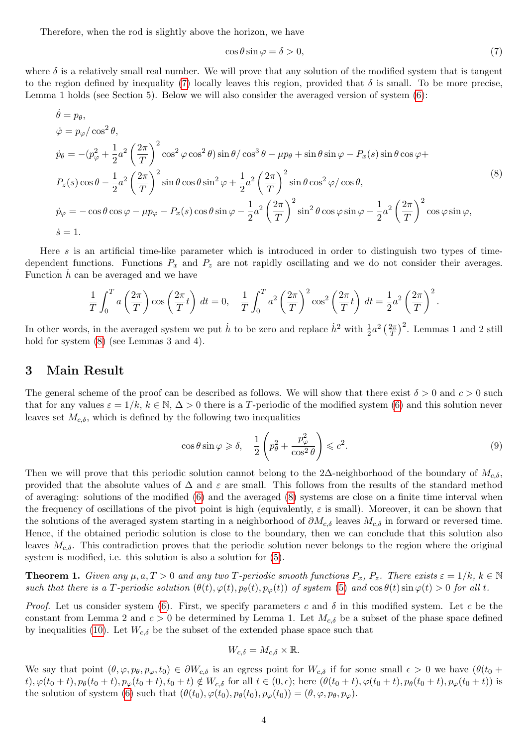Therefore, when the rod is slightly above the horizon, we have

$$\cos\theta\sin\varphi = \delta > 0, \tag{7}$$

where $\delta$ is a relatively small real number. We will prove that any solution of the modified system that is tangent to the region defined by inequality (7) locally leaves this region, provided that $\delta$ is small. To be more precise, Lemma 1 holds (see Section 5). Below we will also consider the averaged version of system (6):

$$\begin{aligned}
&\dot\theta = p_\theta,\\
&\dot\varphi = p_\varphi/\cos^2\theta,\\
&\dot p_\theta = -(p_\varphi^2 + \frac{1}{2}a^2\left(\frac{2\pi}{T}\right)^2\cos^2\varphi\cos^2\theta)\sin\theta/\cos^3\theta - \mu p_\theta + \sin\theta\sin\varphi - P_x(s)\sin\theta\cos\varphi +\\
&P_z(s)\cos\theta - \frac{1}{2}a^2\left(\frac{2\pi}{T}\right)^2\sin\theta\cos\theta\sin^2\varphi + \frac{1}{2}a^2\left(\frac{2\pi}{T}\right)^2\sin\theta\cos^2\varphi/\cos\theta,\\
&\dot p_\varphi = -\cos\theta\cos\varphi - \mu p_\varphi - P_x(s)\cos\theta\sin\varphi - \frac{1}{2}a^2\left(\frac{2\pi}{T}\right)^2\sin^2\theta\cos\varphi\sin\varphi + \frac{1}{2}a^2\left(\frac{2\pi}{T}\right)^2\cos\varphi\sin\varphi,\\
&\dot s = 1.
\end{aligned} \tag{8}$$

Here $s$ is an artificial time-like parameter which is introduced in order to distinguish two types of time-dependent functions. Functions $P_x$ and $P_z$ are not rapidly oscillating and we do not consider their averages. Function $\dot h$ can be averaged and we have

$$\frac{1}{T}\int_0^T a\left(\frac{2\pi}{T}\right)\cos\left(\frac{2\pi}{T}t\right)dt = 0, \quad \frac{1}{T}\int_0^T a^2\left(\frac{2\pi}{T}\right)^2\cos^2\left(\frac{2\pi}{T}t\right)dt = \frac{1}{2}a^2\left(\frac{2\pi}{T}\right)^2.$$

In other words, in the averaged system we put $\dot h$ to be zero and replace $\dot h^2$ with $\frac{1}{2}a^2\left(\frac{2\pi}{T}\right)^2$. Lemmas 1 and 2 still hold for system (8) (see Lemmas 3 and 4).

## 3 Main Result

The general scheme of the proof can be described as follows. We will show that there exist $\delta > 0$ and $c > 0$ such that for any values $\varepsilon = 1/k$, $k \in \mathbb{N}$, $\Delta > 0$ there is a $T$-periodic of the modified system (6) and this solution never leaves set $M_{c,\delta}$, which is defined by the following two inequalities

$$\cos\theta\sin\varphi \geqslant \delta, \quad \frac{1}{2}\left(p_\theta^2 + \frac{p_\varphi^2}{\cos^2\theta}\right) \leqslant c^2. \tag{9}$$

Then we will prove that this periodic solution cannot belong to the $2\Delta$-neighborhood of the boundary of $M_{c,\delta}$, provided that the absolute values of $\Delta$ and $\varepsilon$ are small. This follows from the results of the standard method of averaging: solutions of the modified (6) and the averaged (8) systems are close on a finite time interval when the frequency of oscillations of the pivot point is high (equivalently, $\varepsilon$ is small). Moreover, it can be shown that the solutions of the averaged system starting in a neighborhood of $\partial M_{c,\delta}$ leaves $M_{c,\delta}$ in forward or reversed time. Hence, if the obtained periodic solution is close to the boundary, then we can conclude that this solution also leaves $M_{c,\delta}$. This contradiction proves that the periodic solution never belongs to the region where the original system is modified, i.e. this solution is also a solution for (5).

**Theorem 1.** *Given any $\mu, a, T > 0$ and any two $T$-periodic smooth functions $P_x$, $P_z$. There exists $\varepsilon = 1/k$, $k \in \mathbb{N}$ such that there is a $T$-periodic solution $(\theta(t), \varphi(t), p_\theta(t), p_\varphi(t))$ of system (5) and $\cos\theta(t)\sin\varphi(t) > 0$ for all $t$.*

*Proof.* Let us consider system (6). First, we specify parameters $c$ and $\delta$ in this modified system. Let $c$ be the constant from Lemma 2 and $c > 0$ be determined by Lemma 1. Let $M_{c,\delta}$ be a subset of the phase space defined by inequalities (10). Let $W_{c,\delta}$ be the subset of the extended phase space such that

$$W_{c,\delta} = M_{c,\delta} \times \mathbb{R}.$$

We say that point $(\theta, \varphi, p_\theta, p_\varphi, t_0) \in \partial W_{c,\delta}$ is an egress point for $W_{c,\delta}$ if for some small $\epsilon > 0$ we have $(\theta(t_0 + t), \varphi(t_0 + t), p_\theta(t_0 + t), p_\varphi(t_0 + t), t_0 + t) \notin W_{c,\delta}$ for all $t \in (0, \epsilon)$; here $(\theta(t_0 + t), \varphi(t_0 + t), p_\theta(t_0 + t), p_\varphi(t_0 + t))$ is the solution of system (6) such that $(\theta(t_0), \varphi(t_0), p_\theta(t_0), p_\varphi(t_0)) = (\theta, \varphi, p_\theta, p_\varphi)$.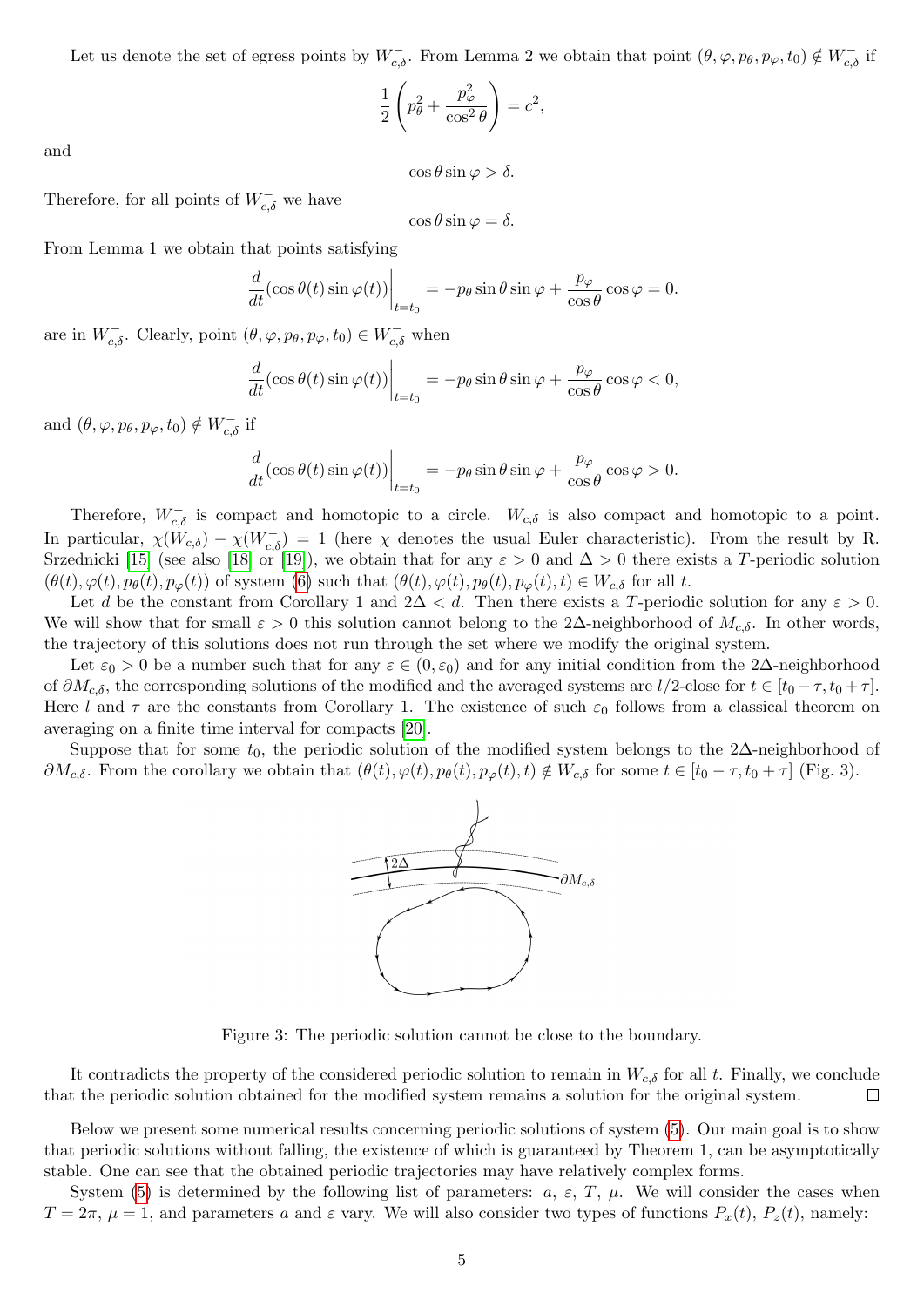Let us denote the set of egress points by $W^-_{c,\delta}$. From Lemma 2 we obtain that point $(\theta, \varphi, p_\theta, p_\varphi, t_0) \notin W^-_{c,\delta}$ if

$$\frac{1}{2}\left(p_\theta^2 + \frac{p_\varphi^2}{\cos^2\theta}\right) = c^2,$$

and

$$\cos\theta \sin\varphi > \delta.$$

Therefore, for all points of $W^-_{c,\delta}$ we have

$$\cos\theta \sin\varphi = \delta.$$

From Lemma 1 we obtain that points satisfying

$$\left.\frac{d}{dt}(\cos\theta(t)\sin\varphi(t))\right|_{t=t_0} = -p_\theta \sin\theta \sin\varphi + \frac{p_\varphi}{\cos\theta}\cos\varphi = 0.$$

are in $W^-_{c,\delta}$. Clearly, point $(\theta, \varphi, p_\theta, p_\varphi, t_0) \in W^-_{c,\delta}$ when

$$\left.\frac{d}{dt}(\cos\theta(t)\sin\varphi(t))\right|_{t=t_0} = -p_\theta \sin\theta \sin\varphi + \frac{p_\varphi}{\cos\theta}\cos\varphi < 0,$$

and $(\theta, \varphi, p_\theta, p_\varphi, t_0) \notin W^-_{c,\delta}$ if

$$\left.\frac{d}{dt}(\cos\theta(t)\sin\varphi(t))\right|_{t=t_0} = -p_\theta \sin\theta \sin\varphi + \frac{p_\varphi}{\cos\theta}\cos\varphi > 0.$$

Therefore, $W^-_{c,\delta}$ is compact and homotopic to a circle. $W_{c,\delta}$ is also compact and homotopic to a point. In particular, $\chi(W_{c,\delta}) - \chi(W^-_{c,\delta}) = 1$ (here $\chi$ denotes the usual Euler characteristic). From the result by R. Srzednicki [15] (see also [18] or [19]), we obtain that for any $\varepsilon > 0$ and $\Delta > 0$ there exists a $T$-periodic solution $(\theta(t), \varphi(t), p_\theta(t), p_\varphi(t))$ of system (6) such that $(\theta(t), \varphi(t), p_\theta(t), p_\varphi(t), t) \in W_{c,\delta}$ for all $t$.

Let $d$ be the constant from Corollary 1 and $2\Delta < d$. Then there exists a $T$-periodic solution for any $\varepsilon > 0$. We will show that for small $\varepsilon > 0$ this solution cannot belong to the $2\Delta$-neighborhood of $M_{c,\delta}$. In other words, the trajectory of this solutions does not run through the set where we modify the original system.

Let $\varepsilon_0 > 0$ be a number such that for any $\varepsilon \in (0, \varepsilon_0)$ and for any initial condition from the $2\Delta$-neighborhood of $\partial M_{c,\delta}$, the corresponding solutions of the modified and the averaged systems are $l/2$-close for $t \in [t_0 - \tau, t_0 + \tau]$. Here $l$ and $\tau$ are the constants from Corollary 1. The existence of such $\varepsilon_0$ follows from a classical theorem on averaging on a finite time interval for compacts [20].

Suppose that for some $t_0$, the periodic solution of the modified system belongs to the $2\Delta$-neighborhood of $\partial M_{c,\delta}$. From the corollary we obtain that $(\theta(t), \varphi(t), p_\theta(t), p_\varphi(t), t) \notin W_{c,\delta}$ for some $t \in [t_0 - \tau, t_0 + \tau]$ (Fig. 3).

Figure 3: The periodic solution cannot be close to the boundary.

It contradicts the property of the considered periodic solution to remain in $W_{c,\delta}$ for all $t$. Finally, we conclude that the periodic solution obtained for the modified system remains a solution for the original system. $\square$

Below we present some numerical results concerning periodic solutions of system (5). Our main goal is to show that periodic solutions without falling, the existence of which is guaranteed by Theorem 1, can be asymptotically stable. One can see that the obtained periodic trajectories may have relatively complex forms.

System (5) is determined by the following list of parameters: $a$, $\varepsilon$, $T$, $\mu$. We will consider the cases when $T = 2\pi$, $\mu = 1$, and parameters $a$ and $\varepsilon$ vary. We will also consider two types of functions $P_x(t)$, $P_z(t)$, namely: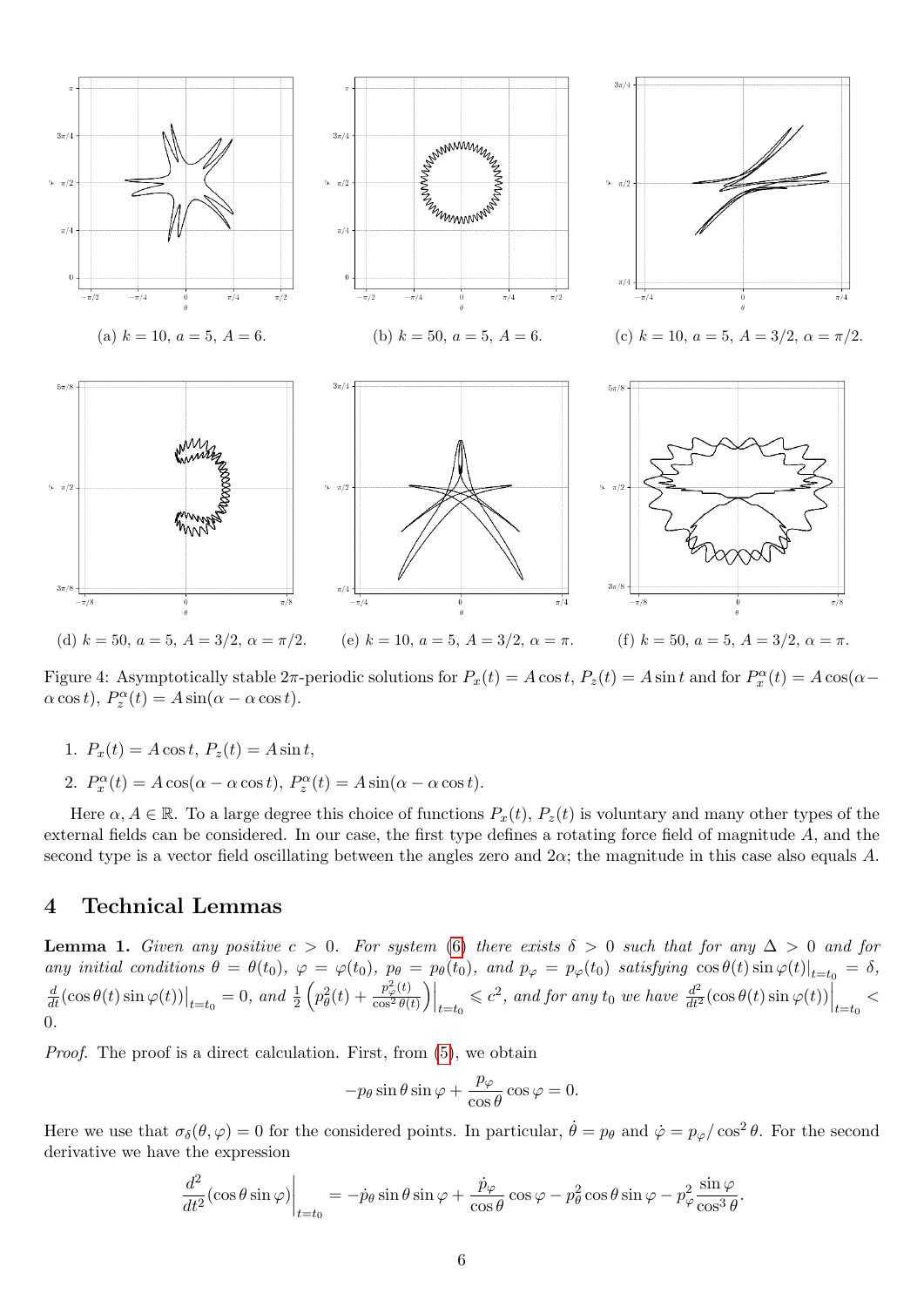(a) $k = 10$, $a = 5$, $A = 6$.

(b) $k = 50$, $a = 5$, $A = 6$.

(c) $k = 10$, $a = 5$, $A = 3/2$, $\alpha = \pi/2$.

(d) $k = 50$, $a = 5$, $A = 3/2$, $\alpha = \pi/2$.

(e) $k = 10$, $a = 5$, $A = 3/2$, $\alpha = \pi$.

(f) $k = 50$, $a = 5$, $A = 3/2$, $\alpha = \pi$.

Figure 4: Asymptotically stable $2\pi$-periodic solutions for $P_x(t) = A\cos t$, $P_z(t) = A\sin t$ and for $P_x^\alpha(t) = A\cos(\alpha - \alpha\cos t)$, $P_z^\alpha(t) = A\sin(\alpha - \alpha\cos t)$.

1. $P_x(t) = A\cos t$, $P_z(t) = A\sin t$,
2. $P_x^\alpha(t) = A\cos(\alpha - \alpha\cos t)$, $P_z^\alpha(t) = A\sin(\alpha - \alpha\cos t)$.

Here $\alpha, A \in \mathbb{R}$. To a large degree this choice of functions $P_x(t)$, $P_z(t)$ is voluntary and many other types of the external fields can be considered. In our case, the first type defines a rotating force field of magnitude $A$, and the second type is a vector field oscillating between the angles zero and $2\alpha$; the magnitude in this case also equals $A$.

# 4 Technical Lemmas

**Lemma 1.** *Given any positive $c > 0$. For system (6) there exists $\delta > 0$ such that for any $\Delta > 0$ and for any initial conditions $\theta = \theta(t_0)$, $\varphi = \varphi(t_0)$, $p_\theta = p_\theta(t_0)$, and $p_\varphi = p_\varphi(t_0)$ satisfying $\cos\theta(t)\sin\varphi(t)|_{t=t_0} = \delta$, $\frac{d}{dt}(\cos\theta(t)\sin\varphi(t))\big|_{t=t_0} = 0$, and $\frac{1}{2}\left(p_\theta^2(t) + \frac{p_\varphi^2(t)}{\cos^2\theta(t)}\right)\Big|_{t=t_0} \leqslant c^2$, and for any $t_0$ we have $\frac{d^2}{dt^2}(\cos\theta(t)\sin\varphi(t))\Big|_{t=t_0} < 0$.*

*Proof.* The proof is a direct calculation. First, from (5), we obtain

$$-p_\theta \sin\theta \sin\varphi + \frac{p_\varphi}{\cos\theta}\cos\varphi = 0.$$

Here we use that $\sigma_\delta(\theta, \varphi) = 0$ for the considered points. In particular, $\dot{\theta} = p_\theta$ and $\dot{\varphi} = p_\varphi / \cos^2\theta$. For the second derivative we have the expression

$$\frac{d^2}{dt^2}(\cos\theta \sin\varphi)\bigg|_{t=t_0} = -\dot{p}_\theta \sin\theta \sin\varphi + \frac{\dot{p}_\varphi}{\cos\theta}\cos\varphi - p_\theta^2 \cos\theta \sin\varphi - p_\varphi^2 \frac{\sin\varphi}{\cos^3\theta}.$$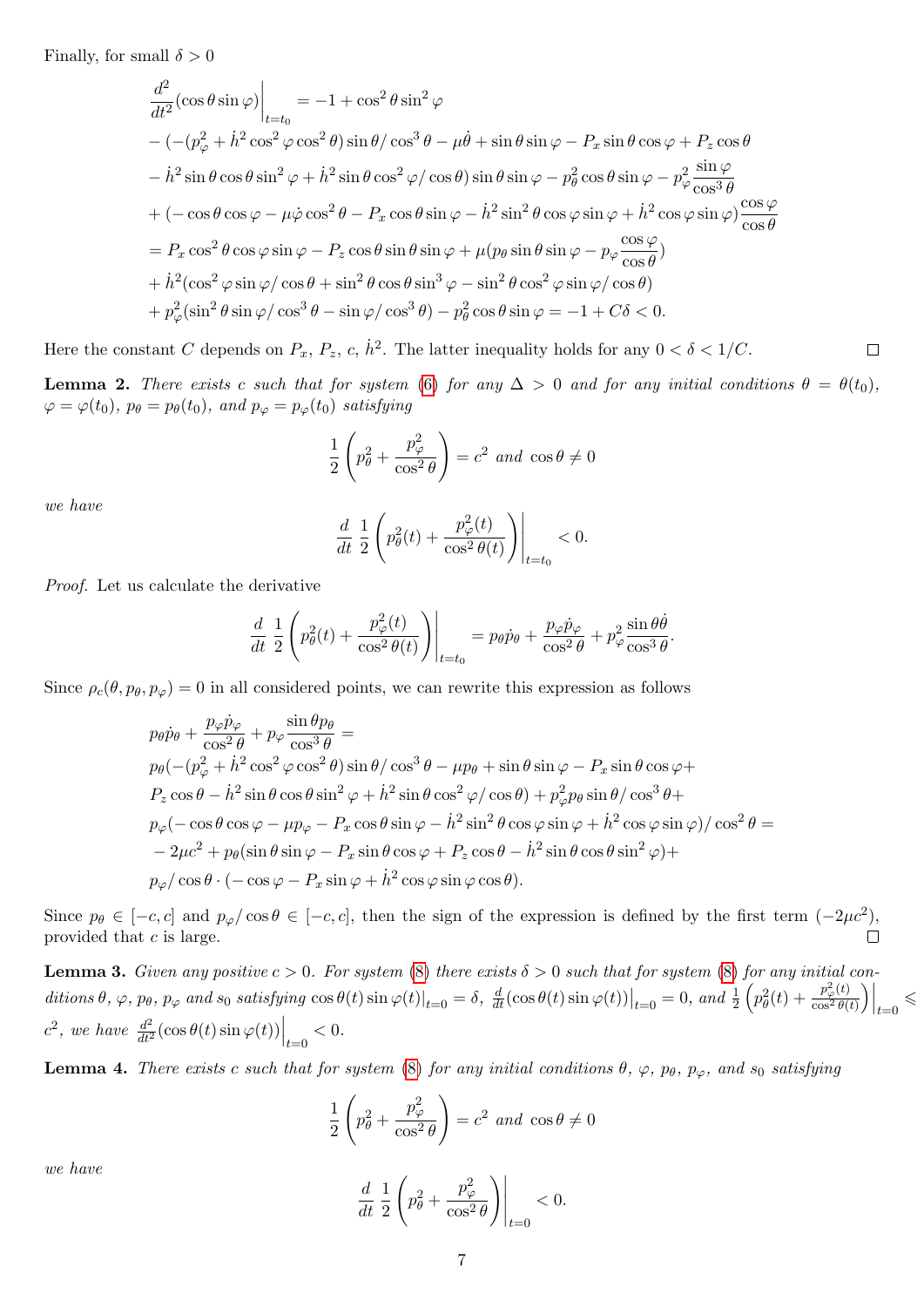Finally, for small $\delta > 0$

$$
\begin{aligned}
&\frac{d^2}{dt^2}(\cos\theta\sin\varphi)\Big|_{t=t_0} = -1 + \cos^2\theta\sin^2\varphi \\
&- (-(p_\varphi^2 + \dot{h}^2\cos^2\varphi\cos^2\theta)\sin\theta/\cos^3\theta - \mu\dot\theta + \sin\theta\sin\varphi - P_x\sin\theta\cos\varphi + P_z\cos\theta \\
&- \dot{h}^2\sin\theta\cos\theta\sin^2\varphi + \dot{h}^2\sin\theta\cos^2\varphi/\cos\theta)\sin\theta\sin\varphi - p_\theta^2\cos\theta\sin\varphi - p_\varphi^2\frac{\sin\varphi}{\cos^3\theta} \\
&+ (-\cos\theta\cos\varphi - \mu\dot\varphi\cos^2\theta - P_x\cos\theta\sin\varphi - \dot{h}^2\sin^2\theta\cos\varphi\sin\varphi + \dot{h}^2\cos\varphi\sin\varphi)\frac{\cos\varphi}{\cos\theta} \\
&= P_x\cos^2\theta\cos\varphi\sin\varphi - P_z\cos\theta\sin\theta\sin\varphi + \mu(p_\theta\sin\theta\sin\varphi - p_\varphi\frac{\cos\varphi}{\cos\theta}) \\
&+ \dot{h}^2(\cos^2\varphi\sin\varphi/\cos\theta + \sin^2\theta\cos\theta\sin^3\varphi - \sin^2\theta\cos^2\varphi\sin\varphi/\cos\theta) \\
&+ p_\varphi^2(\sin^2\theta\sin\varphi/\cos^3\theta - \sin\varphi/\cos^3\theta) - p_\theta^2\cos\theta\sin\varphi = -1 + C\delta < 0.
\end{aligned}
$$

Here the constant $C$ depends on $P_x$, $P_z$, $c$, $\dot{h}^2$. The latter inequality holds for any $0 < \delta < 1/C$. □

**Lemma 2.** *There exists $c$ such that for system (6) for any $\Delta > 0$ and for any initial conditions $\theta = \theta(t_0)$, $\varphi = \varphi(t_0)$, $p_\theta = p_\theta(t_0)$, and $p_\varphi = p_\varphi(t_0)$ satisfying*

$$
\frac{1}{2}\left(p_\theta^2 + \frac{p_\varphi^2}{\cos^2\theta}\right) = c^2 \text{ and } \cos\theta \neq 0
$$

*we have*

$$
\frac{d}{dt}\,\frac{1}{2}\left(p_\theta^2(t) + \frac{p_\varphi^2(t)}{\cos^2\theta(t)}\right)\Bigg|_{t=t_0} < 0.
$$

*Proof.* Let us calculate the derivative

$$
\frac{d}{dt}\,\frac{1}{2}\left(p_\theta^2(t) + \frac{p_\varphi^2(t)}{\cos^2\theta(t)}\right)\Bigg|_{t=t_0} = p_\theta\dot{p}_\theta + \frac{p_\varphi\dot{p}_\varphi}{\cos^2\theta} + p_\varphi^2\frac{\sin\theta\dot\theta}{\cos^3\theta}.
$$

Since $\rho_c(\theta, p_\theta, p_\varphi) = 0$ in all considered points, we can rewrite this expression as follows

$$
\begin{aligned}
&p_\theta\dot{p}_\theta + \frac{p_\varphi\dot{p}_\varphi}{\cos^2\theta} + p_\varphi\frac{\sin\theta p_\theta}{\cos^3\theta} = \\
&p_\theta(-(p_\varphi^2 + \dot{h}^2\cos^2\varphi\cos^2\theta)\sin\theta/\cos^3\theta - \mu p_\theta + \sin\theta\sin\varphi - P_x\sin\theta\cos\varphi + \\
&P_z\cos\theta - \dot{h}^2\sin\theta\cos\theta\sin^2\varphi + \dot{h}^2\sin\theta\cos^2\varphi/\cos\theta) + p_\varphi^2 p_\theta\sin\theta/\cos^3\theta + \\
&p_\varphi(-\cos\theta\cos\varphi - \mu p_\varphi - P_x\cos\theta\sin\varphi - \dot{h}^2\sin^2\theta\cos\varphi\sin\varphi + \dot{h}^2\cos\varphi\sin\varphi)/\cos^2\theta = \\
&-2\mu c^2 + p_\theta(\sin\theta\sin\varphi - P_x\sin\theta\cos\varphi + P_z\cos\theta - \dot{h}^2\sin\theta\cos\theta\sin^2\varphi) + \\
&p_\varphi/\cos\theta\cdot(-\cos\varphi - P_x\sin\varphi + \dot{h}^2\cos\varphi\sin\varphi\cos\theta).
\end{aligned}
$$

Since $p_\theta \in [-c, c]$ and $p_\varphi/\cos\theta \in [-c, c]$, then the sign of the expression is defined by the first term $(-2\mu c^2)$, provided that $c$ is large. □

**Lemma 3.** *Given any positive $c > 0$. For system (8) there exists $\delta > 0$ such that for system (8) for any initial conditions $\theta$, $\varphi$, $p_\theta$, $p_\varphi$ and $s_0$ satisfying $\cos\theta(t)\sin\varphi(t)|_{t=0} = \delta$, $\frac{d}{dt}(\cos\theta(t)\sin\varphi(t))\big|_{t=0} = 0$, and $\frac{1}{2}\left(p_\theta^2(t) + \frac{p_\varphi^2(t)}{\cos^2\theta(t)}\right)\Big|_{t=0} \leqslant c^2$, we have $\frac{d^2}{dt^2}(\cos\theta(t)\sin\varphi(t))\Big|_{t=0} < 0$.*

**Lemma 4.** *There exists $c$ such that for system (8) for any initial conditions $\theta$, $\varphi$, $p_\theta$, $p_\varphi$, and $s_0$ satisfying*

$$
\frac{1}{2}\left(p_\theta^2 + \frac{p_\varphi^2}{\cos^2\theta}\right) = c^2 \text{ and } \cos\theta \neq 0
$$

*we have*

$$
\frac{d}{dt}\,\frac{1}{2}\left(p_\theta^2 + \frac{p_\varphi^2}{\cos^2\theta}\right)\Bigg|_{t=0} < 0.
$$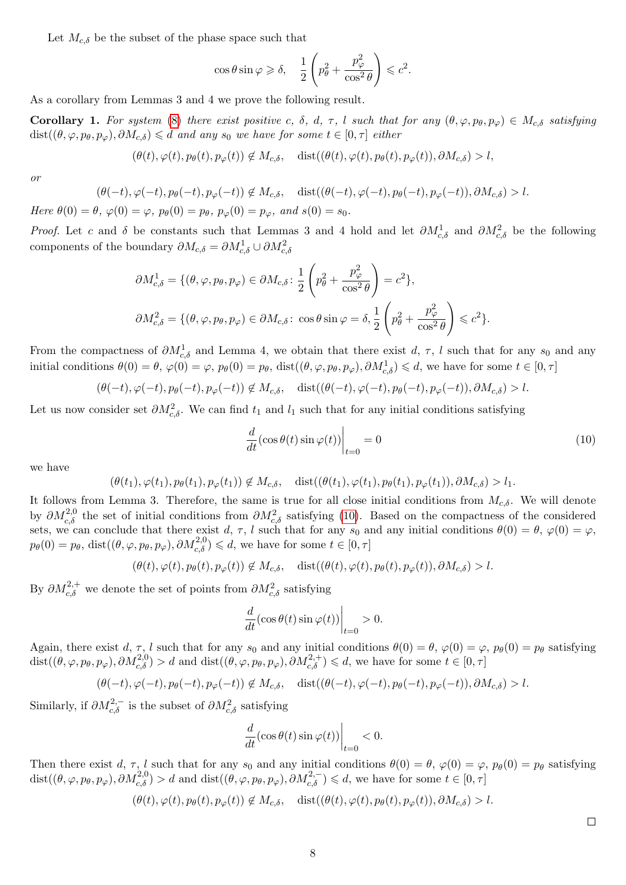Let $M_{c,\delta}$ be the subset of the phase space such that

$$\cos\theta\sin\varphi \geqslant \delta, \quad \frac{1}{2}\left(p_\theta^2 + \frac{p_\varphi^2}{\cos^2\theta}\right) \leqslant c^2.$$

As a corollary from Lemmas 3 and 4 we prove the following result.

**Corollary 1.** *For system (8) there exist positive $c$, $\delta$, $d$, $\tau$, $l$ such that for any $(\theta,\varphi,p_\theta,p_\varphi)\in M_{c,\delta}$ satisfying $\mathrm{dist}((\theta,\varphi,p_\theta,p_\varphi),\partial M_{c,\delta})\leqslant d$ and any $s_0$ we have for some $t\in[0,\tau]$ either*

$$(\theta(t),\varphi(t),p_\theta(t),p_\varphi(t))\notin M_{c,\delta}, \quad \mathrm{dist}((\theta(t),\varphi(t),p_\theta(t),p_\varphi(t)),\partial M_{c,\delta}) > l,$$

*or*

$$(\theta(-t),\varphi(-t),p_\theta(-t),p_\varphi(-t))\notin M_{c,\delta}, \quad \mathrm{dist}((\theta(-t),\varphi(-t),p_\theta(-t),p_\varphi(-t)),\partial M_{c,\delta}) > l.$$

*Here $\theta(0)=\theta$, $\varphi(0)=\varphi$, $p_\theta(0)=p_\theta$, $p_\varphi(0)=p_\varphi$, and $s(0)=s_0$.*

*Proof.* Let $c$ and $\delta$ be constants such that Lemmas 3 and 4 hold and let $\partial M^1_{c,\delta}$ and $\partial M^2_{c,\delta}$ be the following components of the boundary $\partial M_{c,\delta} = \partial M^1_{c,\delta}\cup\partial M^2_{c,\delta}$

$$\partial M^1_{c,\delta} = \{(\theta,\varphi,p_\theta,p_\varphi)\in\partial M_{c,\delta}\colon \frac{1}{2}\left(p_\theta^2+\frac{p_\varphi^2}{\cos^2\theta}\right) = c^2\},$$

$$\partial M^2_{c,\delta} = \{(\theta,\varphi,p_\theta,p_\varphi)\in\partial M_{c,\delta}\colon \cos\theta\sin\varphi=\delta, \frac{1}{2}\left(p_\theta^2+\frac{p_\varphi^2}{\cos^2\theta}\right) \leqslant c^2\}.$$

From the compactness of $\partial M^1_{c,\delta}$ and Lemma 4, we obtain that there exist $d$, $\tau$, $l$ such that for any $s_0$ and any initial conditions $\theta(0)=\theta$, $\varphi(0)=\varphi$, $p_\theta(0)=p_\theta$, $\mathrm{dist}((\theta,\varphi,p_\theta,p_\varphi),\partial M^1_{c,\delta})\leqslant d$, we have for some $t\in[0,\tau]$

$$(\theta(-t),\varphi(-t),p_\theta(-t),p_\varphi(-t))\notin M_{c,\delta}, \quad \mathrm{dist}((\theta(-t),\varphi(-t),p_\theta(-t),p_\varphi(-t)),\partial M_{c,\delta}) > l.$$

Let us now consider set $\partial M^2_{c,\delta}$. We can find $t_1$ and $l_1$ such that for any initial conditions satisfying

$$\left.\frac{d}{dt}(\cos\theta(t)\sin\varphi(t))\right|_{t=0} = 0 \tag{10}$$

we have

$$(\theta(t_1),\varphi(t_1),p_\theta(t_1),p_\varphi(t_1))\notin M_{c,\delta}, \quad \mathrm{dist}((\theta(t_1),\varphi(t_1),p_\theta(t_1),p_\varphi(t_1)),\partial M_{c,\delta}) > l_1.$$

It follows from Lemma 3. Therefore, the same is true for all close initial conditions from $M_{c,\delta}$. We will denote by $\partial M^{2,0}_{c,\delta}$ the set of initial conditions from $\partial M^2_{c,\delta}$ satisfying (10). Based on the compactness of the considered sets, we can conclude that there exist $d$, $\tau$, $l$ such that for any $s_0$ and any initial conditions $\theta(0)=\theta$, $\varphi(0)=\varphi$, $p_\theta(0)=p_\theta$, $\mathrm{dist}((\theta,\varphi,p_\theta,p_\varphi),\partial M^{2,0}_{c,\delta})\leqslant d$, we have for some $t\in[0,\tau]$

$$(\theta(t),\varphi(t),p_\theta(t),p_\varphi(t))\notin M_{c,\delta}, \quad \mathrm{dist}((\theta(t),\varphi(t),p_\theta(t),p_\varphi(t)),\partial M_{c,\delta}) > l.$$

By $\partial M^{2,+}_{c,\delta}$ we denote the set of points from $\partial M^2_{c,\delta}$ satisfying

$$\left.\frac{d}{dt}(\cos\theta(t)\sin\varphi(t))\right|_{t=0} > 0.$$

Again, there exist $d$, $\tau$, $l$ such that for any $s_0$ and any initial conditions $\theta(0)=\theta$, $\varphi(0)=\varphi$, $p_\theta(0)=p_\theta$ satisfying $\mathrm{dist}((\theta,\varphi,p_\theta,p_\varphi),\partial M^{2,0}_{c,\delta}) > d$ and $\mathrm{dist}((\theta,\varphi,p_\theta,p_\varphi),\partial M^{2,+}_{c,\delta})\leqslant d$, we have for some $t\in[0,\tau]$

$$(\theta(-t),\varphi(-t),p_\theta(-t),p_\varphi(-t))\notin M_{c,\delta}, \quad \mathrm{dist}((\theta(-t),\varphi(-t),p_\theta(-t),p_\varphi(-t)),\partial M_{c,\delta}) > l.$$

Similarly, if $\partial M^{2,-}_{c,\delta}$ is the subset of $\partial M^2_{c,\delta}$ satisfying

$$\left.\frac{d}{dt}(\cos\theta(t)\sin\varphi(t))\right|_{t=0} < 0.$$

Then there exist $d$, $\tau$, $l$ such that for any $s_0$ and any initial conditions $\theta(0)=\theta$, $\varphi(0)=\varphi$, $p_\theta(0)=p_\theta$ satisfying $\mathrm{dist}((\theta,\varphi,p_\theta,p_\varphi),\partial M^{2,0}_{c,\delta}) > d$ and $\mathrm{dist}((\theta,\varphi,p_\theta,p_\varphi),\partial M^{2,-}_{c,\delta})\leqslant d$, we have for some $t\in[0,\tau]$

$$(\theta(t),\varphi(t),p_\theta(t),p_\varphi(t))\notin M_{c,\delta}, \quad \mathrm{dist}((\theta(t),\varphi(t),p_\theta(t),p_\varphi(t)),\partial M_{c,\delta}) > l.$$

□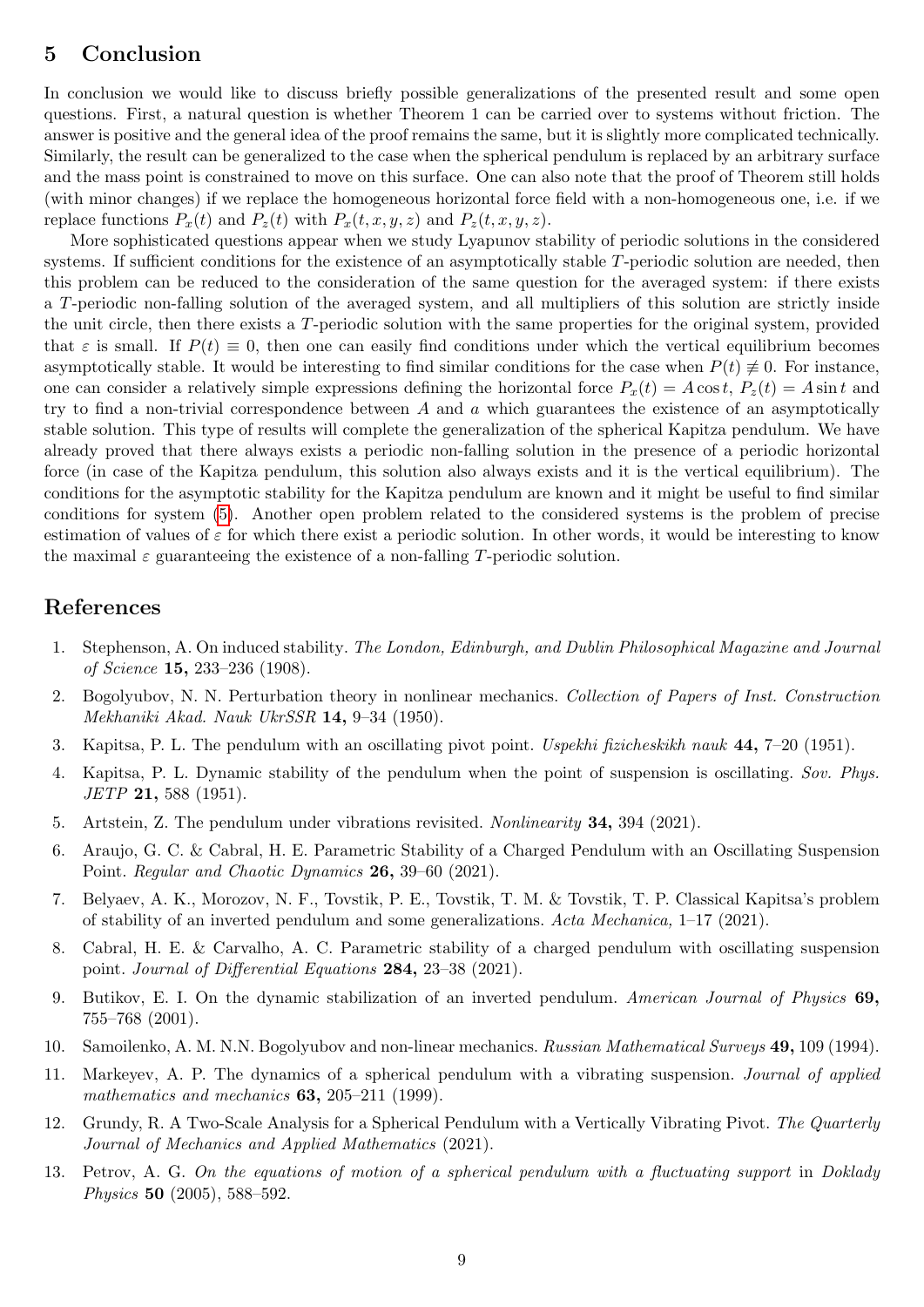## 5 Conclusion

In conclusion we would like to discuss briefly possible generalizations of the presented result and some open questions. First, a natural question is whether Theorem 1 can be carried over to systems without friction. The answer is positive and the general idea of the proof remains the same, but it is slightly more complicated technically. Similarly, the result can be generalized to the case when the spherical pendulum is replaced by an arbitrary surface and the mass point is constrained to move on this surface. One can also note that the proof of Theorem still holds (with minor changes) if we replace the homogeneous horizontal force field with a non-homogeneous one, i.e. if we replace functions $P_x(t)$ and $P_z(t)$ with $P_x(t, x, y, z)$ and $P_z(t, x, y, z)$.

More sophisticated questions appear when we study Lyapunov stability of periodic solutions in the considered systems. If sufficient conditions for the existence of an asymptotically stable $T$-periodic solution are needed, then this problem can be reduced to the consideration of the same question for the averaged system: if there exists a $T$-periodic non-falling solution of the averaged system, and all multipliers of this solution are strictly inside the unit circle, then there exists a $T$-periodic solution with the same properties for the original system, provided that $\varepsilon$ is small. If $P(t) \equiv 0$, then one can easily find conditions under which the vertical equilibrium becomes asymptotically stable. It would be interesting to find similar conditions for the case when $P(t) \not\equiv 0$. For instance, one can consider a relatively simple expressions defining the horizontal force $P_x(t) = A\cos t$, $P_z(t) = A\sin t$ and try to find a non-trivial correspondence between $A$ and $a$ which guarantees the existence of an asymptotically stable solution. This type of results will complete the generalization of the spherical Kapitza pendulum. We have already proved that there always exists a periodic non-falling solution in the presence of a periodic horizontal force (in case of the Kapitza pendulum, this solution also always exists and it is the vertical equilibrium). The conditions for the asymptotic stability for the Kapitza pendulum are known and it might be useful to find similar conditions for system (5). Another open problem related to the considered systems is the problem of precise estimation of values of $\varepsilon$ for which there exist a periodic solution. In other words, it would be interesting to know the maximal $\varepsilon$ guaranteeing the existence of a non-falling $T$-periodic solution.

## References

1. Stephenson, A. On induced stability. *The London, Edinburgh, and Dublin Philosophical Magazine and Journal of Science* **15,** 233–236 (1908).
2. Bogolyubov, N. N. Perturbation theory in nonlinear mechanics. *Collection of Papers of Inst. Construction Mekhaniki Akad. Nauk UkrSSR* **14,** 9–34 (1950).
3. Kapitsa, P. L. The pendulum with an oscillating pivot point. *Uspekhi fizicheskikh nauk* **44,** 7–20 (1951).
4. Kapitsa, P. L. Dynamic stability of the pendulum when the point of suspension is oscillating. *Sov. Phys. JETP* **21,** 588 (1951).
5. Artstein, Z. The pendulum under vibrations revisited. *Nonlinearity* **34,** 394 (2021).
6. Araujo, G. C. & Cabral, H. E. Parametric Stability of a Charged Pendulum with an Oscillating Suspension Point. *Regular and Chaotic Dynamics* **26,** 39–60 (2021).
7. Belyaev, A. K., Morozov, N. F., Tovstik, P. E., Tovstik, T. M. & Tovstik, T. P. Classical Kapitsa's problem of stability of an inverted pendulum and some generalizations. *Acta Mechanica,* 1–17 (2021).
8. Cabral, H. E. & Carvalho, A. C. Parametric stability of a charged pendulum with oscillating suspension point. *Journal of Differential Equations* **284,** 23–38 (2021).
9. Butikov, E. I. On the dynamic stabilization of an inverted pendulum. *American Journal of Physics* **69,** 755–768 (2001).
10. Samoilenko, A. M. N.N. Bogolyubov and non-linear mechanics. *Russian Mathematical Surveys* **49,** 109 (1994).
11. Markeyev, A. P. The dynamics of a spherical pendulum with a vibrating suspension. *Journal of applied mathematics and mechanics* **63,** 205–211 (1999).
12. Grundy, R. A Two-Scale Analysis for a Spherical Pendulum with a Vertically Vibrating Pivot. *The Quarterly Journal of Mechanics and Applied Mathematics* (2021).
13. Petrov, A. G. *On the equations of motion of a spherical pendulum with a fluctuating support* in *Doklady Physics* **50** (2005), 588–592.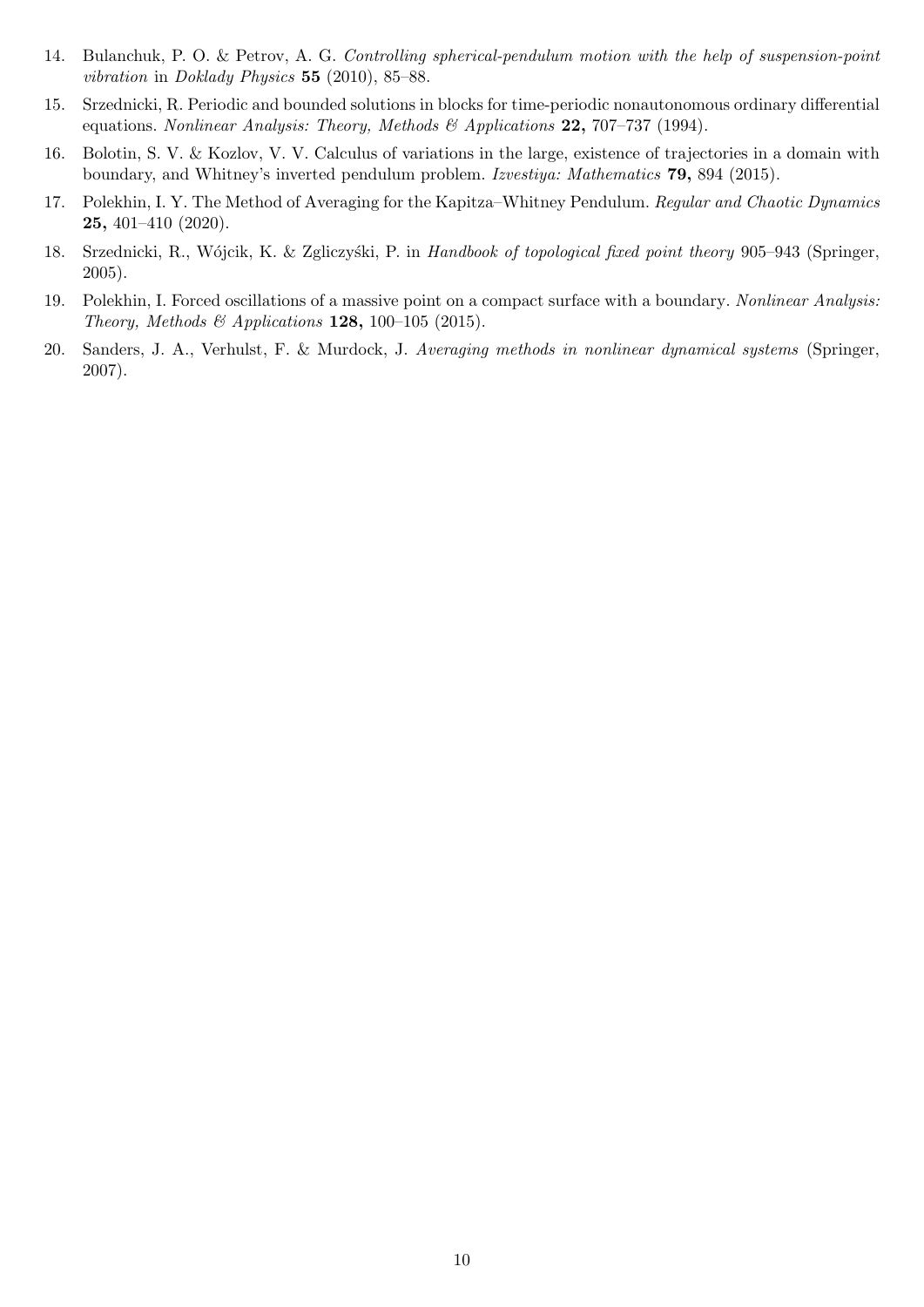14. Bulanchuk, P. O. & Petrov, A. G. *Controlling spherical-pendulum motion with the help of suspension-point vibration* in *Doklady Physics* **55** (2010), 85–88.
15. Srzednicki, R. Periodic and bounded solutions in blocks for time-periodic nonautonomous ordinary differential equations. *Nonlinear Analysis: Theory, Methods & Applications* **22,** 707–737 (1994).
16. Bolotin, S. V. & Kozlov, V. V. Calculus of variations in the large, existence of trajectories in a domain with boundary, and Whitney's inverted pendulum problem. *Izvestiya: Mathematics* **79,** 894 (2015).
17. Polekhin, I. Y. The Method of Averaging for the Kapitza–Whitney Pendulum. *Regular and Chaotic Dynamics* **25,** 401–410 (2020).
18. Srzednicki, R., Wójcik, K. & Zgliczyński, P. in *Handbook of topological fixed point theory* 905–943 (Springer, 2005).
19. Polekhin, I. Forced oscillations of a massive point on a compact surface with a boundary. *Nonlinear Analysis: Theory, Methods & Applications* **128,** 100–105 (2015).
20. Sanders, J. A., Verhulst, F. & Murdock, J. *Averaging methods in nonlinear dynamical systems* (Springer, 2007).